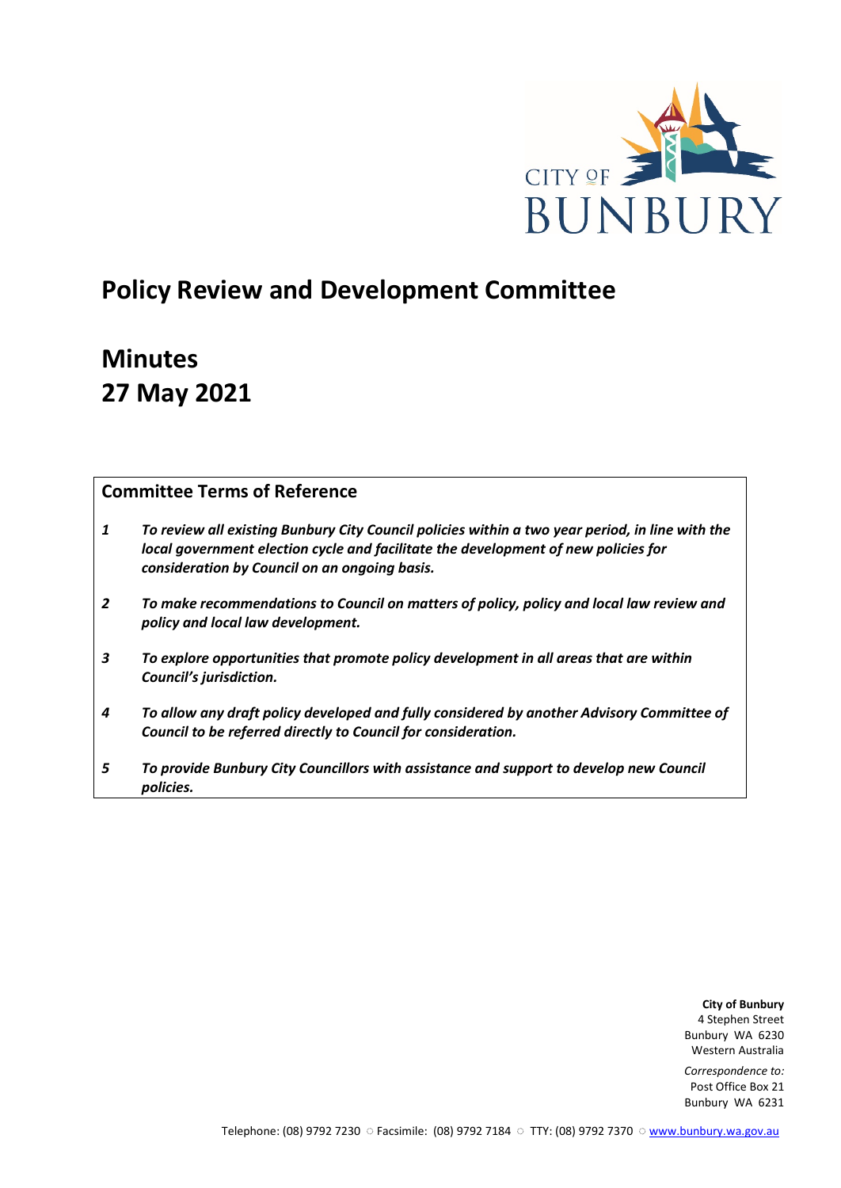CITY OF BUNBURY

# Policy Review and Development Committee

# Minutes
# 27 May 2021

## Committee Terms of Reference

1. ***To review all existing Bunbury City Council policies within a two year period, in line with the local government election cycle and facilitate the development of new policies for consideration by Council on an ongoing basis.***
2. ***To make recommendations to Council on matters of policy, policy and local law review and policy and local law development.***
3. ***To explore opportunities that promote policy development in all areas that are within Council's jurisdiction.***
4. ***To allow any draft policy developed and fully considered by another Advisory Committee of Council to be referred directly to Council for consideration.***
5. ***To provide Bunbury City Councillors with assistance and support to develop new Council policies.***

**City of Bunbury**
4 Stephen Street
Bunbury WA 6230
Western Australia

*Correspondence to:*
Post Office Box 21
Bunbury WA 6231

Telephone: (08) 9792 7230 ○ Facsimile: (08) 9792 7184 ○ TTY: (08) 9792 7370 ○ www.bunbury.wa.gov.au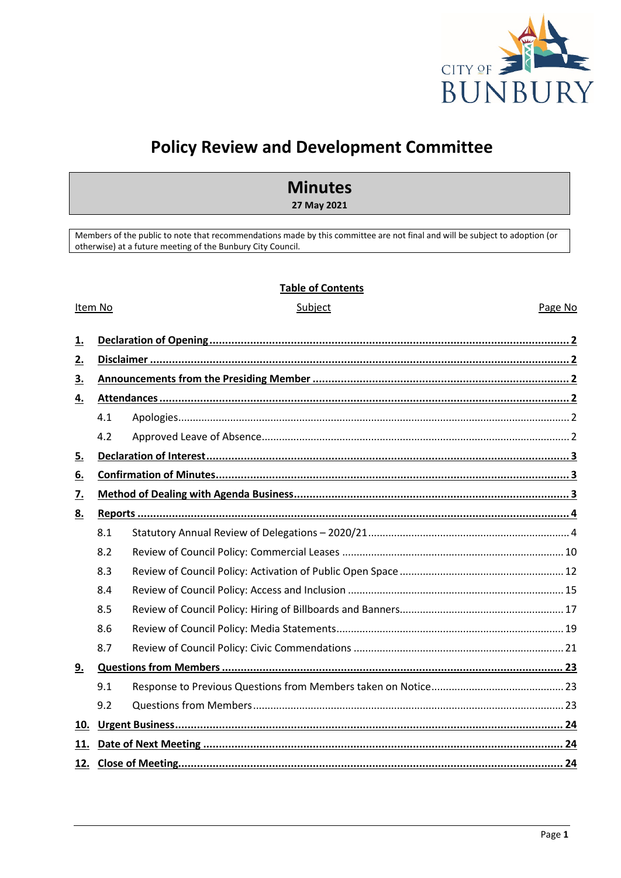# Policy Review and Development Committee

## Minutes

**27 May 2021**

Members of the public to note that recommendations made by this committee are not final and will be subject to adoption (or otherwise) at a future meeting of the Bunbury City Council.

**Table of Contents**

| Item No | Subject | Page No |
|---|---|---|
| **1.** | **Declaration of Opening** | **2** |
| **2.** | **Disclaimer** | **2** |
| **3.** | **Announcements from the Presiding Member** | **2** |
| **4.** | **Attendances** | **2** |
| 4.1 | Apologies | 2 |
| 4.2 | Approved Leave of Absence | 2 |
| **5.** | **Declaration of Interest** | **3** |
| **6.** | **Confirmation of Minutes** | **3** |
| **7.** | **Method of Dealing with Agenda Business** | **3** |
| **8.** | **Reports** | **4** |
| 8.1 | Statutory Annual Review of Delegations – 2020/21 | 4 |
| 8.2 | Review of Council Policy: Commercial Leases | 10 |
| 8.3 | Review of Council Policy: Activation of Public Open Space | 12 |
| 8.4 | Review of Council Policy: Access and Inclusion | 15 |
| 8.5 | Review of Council Policy: Hiring of Billboards and Banners | 17 |
| 8.6 | Review of Council Policy: Media Statements | 19 |
| 8.7 | Review of Council Policy: Civic Commendations | 21 |
| **9.** | **Questions from Members** | **23** |
| 9.1 | Response to Previous Questions from Members taken on Notice | 23 |
| 9.2 | Questions from Members | 23 |
| **10.** | **Urgent Business** | **24** |
| **11.** | **Date of Next Meeting** | **24** |
| **12.** | **Close of Meeting** | **24** |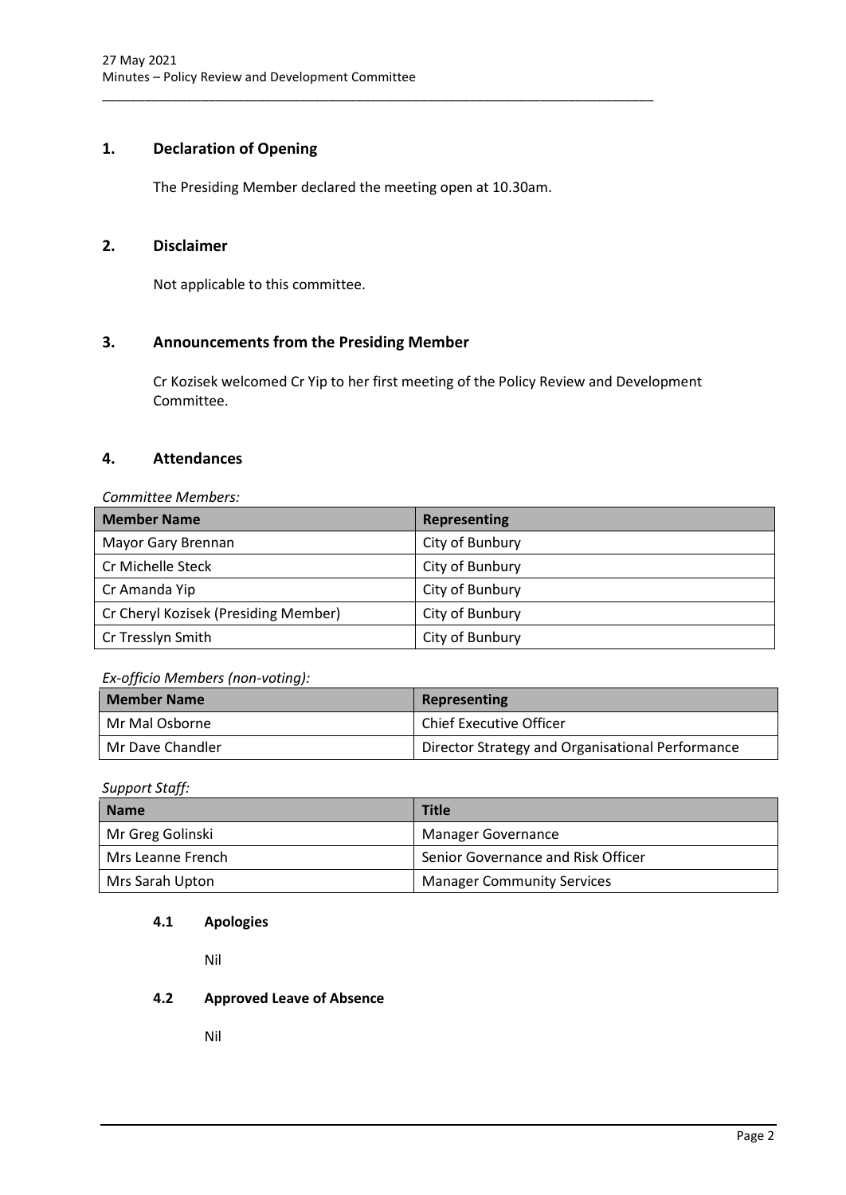## 1. Declaration of Opening

The Presiding Member declared the meeting open at 10.30am.

## 2. Disclaimer

Not applicable to this committee.

## 3. Announcements from the Presiding Member

Cr Kozisek welcomed Cr Yip to her first meeting of the Policy Review and Development Committee.

## 4. Attendances

*Committee Members:*

| Member Name | Representing |
|---|---|
| Mayor Gary Brennan | City of Bunbury |
| Cr Michelle Steck | City of Bunbury |
| Cr Amanda Yip | City of Bunbury |
| Cr Cheryl Kozisek (Presiding Member) | City of Bunbury |
| Cr Tresslyn Smith | City of Bunbury |

*Ex-officio Members (non-voting):*

| Member Name | Representing |
|---|---|
| Mr Mal Osborne | Chief Executive Officer |
| Mr Dave Chandler | Director Strategy and Organisational Performance |

*Support Staff:*

| Name | Title |
|---|---|
| Mr Greg Golinski | Manager Governance |
| Mrs Leanne French | Senior Governance and Risk Officer |
| Mrs Sarah Upton | Manager Community Services |

### 4.1 Apologies

Nil

### 4.2 Approved Leave of Absence

Nil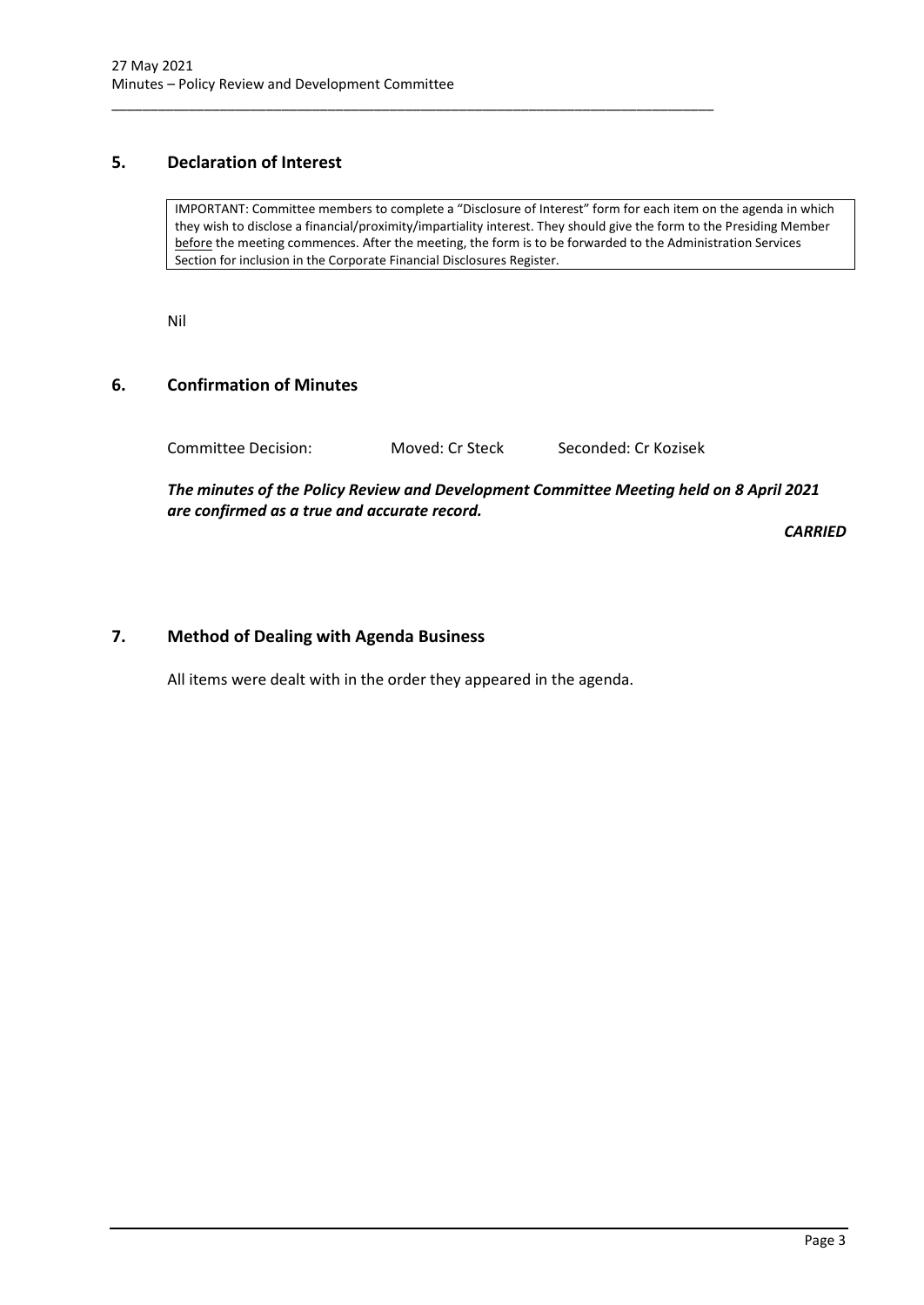## 5. Declaration of Interest

> IMPORTANT: Committee members to complete a "Disclosure of Interest" form for each item on the agenda in which they wish to disclose a financial/proximity/impartiality interest. They should give the form to the Presiding Member <u>before</u> the meeting commences. After the meeting, the form is to be forwarded to the Administration Services Section for inclusion in the Corporate Financial Disclosures Register.

Nil

## 6. Confirmation of Minutes

Committee Decision: Moved: Cr Steck Seconded: Cr Kozisek

***The minutes of the Policy Review and Development Committee Meeting held on 8 April 2021 are confirmed as a true and accurate record.***

***CARRIED***

## 7. Method of Dealing with Agenda Business

All items were dealt with in the order they appeared in the agenda.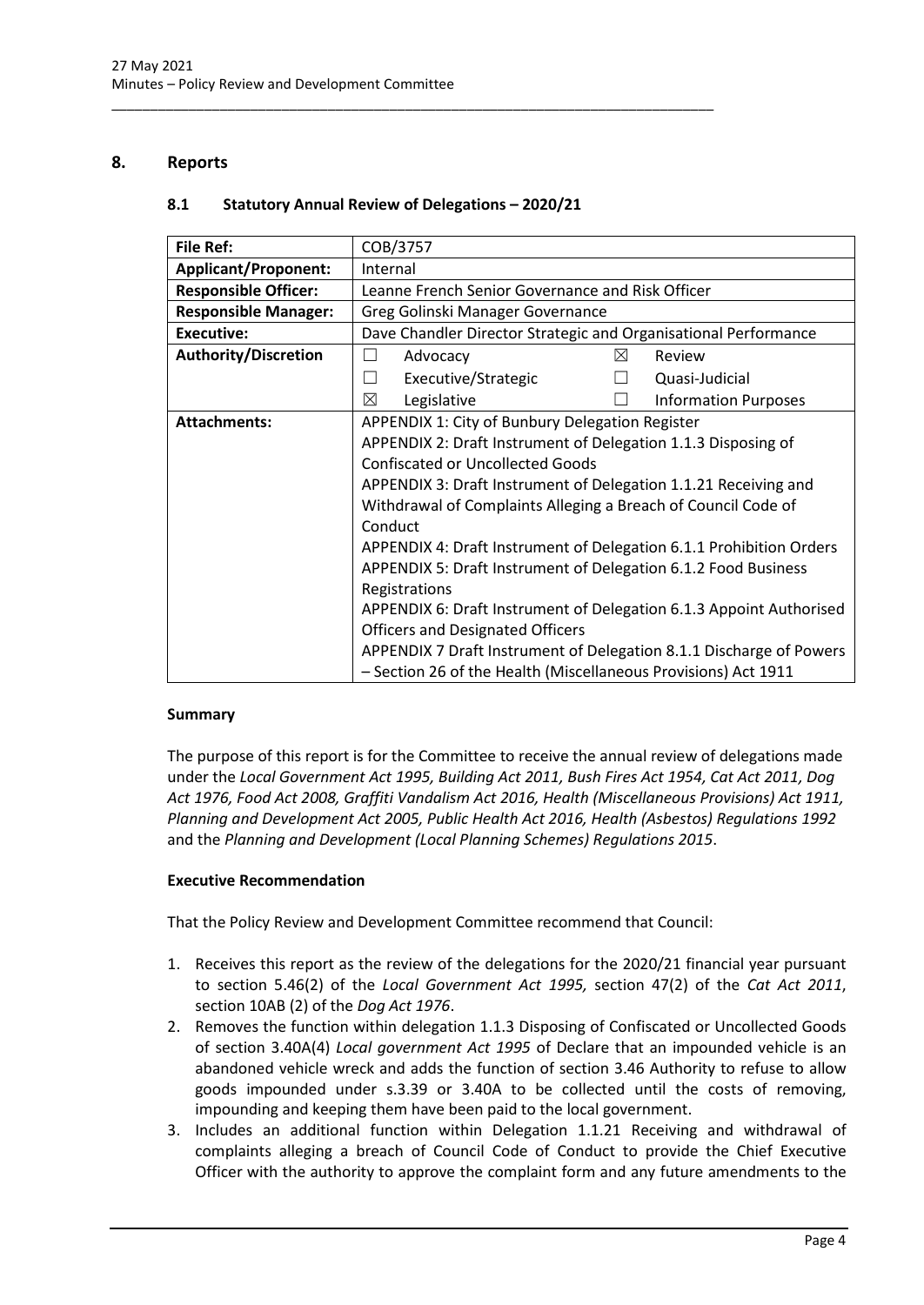## 8. Reports

### 8.1 Statutory Annual Review of Delegations – 2020/21

| **File Ref:** | COB/3757 |
|---|---|
| **Applicant/Proponent:** | Internal |
| **Responsible Officer:** | Leanne French Senior Governance and Risk Officer |
| **Responsible Manager:** | Greg Golinski Manager Governance |
| **Executive:** | Dave Chandler Director Strategic and Organisational Performance |
| **Authority/Discretion** | ☐ Advocacy ☒ Review<br>☐ Executive/Strategic ☐ Quasi-Judicial<br>☒ Legislative ☐ Information Purposes |
| **Attachments:** | APPENDIX 1: City of Bunbury Delegation Register<br>APPENDIX 2: Draft Instrument of Delegation 1.1.3 Disposing of Confiscated or Uncollected Goods<br>APPENDIX 3: Draft Instrument of Delegation 1.1.21 Receiving and Withdrawal of Complaints Alleging a Breach of Council Code of Conduct<br>APPENDIX 4: Draft Instrument of Delegation 6.1.1 Prohibition Orders<br>APPENDIX 5: Draft Instrument of Delegation 6.1.2 Food Business Registrations<br>APPENDIX 6: Draft Instrument of Delegation 6.1.3 Appoint Authorised Officers and Designated Officers<br>APPENDIX 7 Draft Instrument of Delegation 8.1.1 Discharge of Powers – Section 26 of the Health (Miscellaneous Provisions) Act 1911 |

#### Summary

The purpose of this report is for the Committee to receive the annual review of delegations made under the *Local Government Act 1995, Building Act 2011, Bush Fires Act 1954, Cat Act 2011, Dog Act 1976, Food Act 2008, Graffiti Vandalism Act 2016, Health (Miscellaneous Provisions) Act 1911, Planning and Development Act 2005, Public Health Act 2016, Health (Asbestos) Regulations 1992* and the *Planning and Development (Local Planning Schemes) Regulations 2015*.

#### Executive Recommendation

That the Policy Review and Development Committee recommend that Council:

1. Receives this report as the review of the delegations for the 2020/21 financial year pursuant to section 5.46(2) of the *Local Government Act 1995,* section 47(2) of the *Cat Act 2011*, section 10AB (2) of the *Dog Act 1976*.
2. Removes the function within delegation 1.1.3 Disposing of Confiscated or Uncollected Goods of section 3.40A(4) *Local government Act 1995* of Declare that an impounded vehicle is an abandoned vehicle wreck and adds the function of section 3.46 Authority to refuse to allow goods impounded under s.3.39 or 3.40A to be collected until the costs of removing, impounding and keeping them have been paid to the local government.
3. Includes an additional function within Delegation 1.1.21 Receiving and withdrawal of complaints alleging a breach of Council Code of Conduct to provide the Chief Executive Officer with the authority to approve the complaint form and any future amendments to the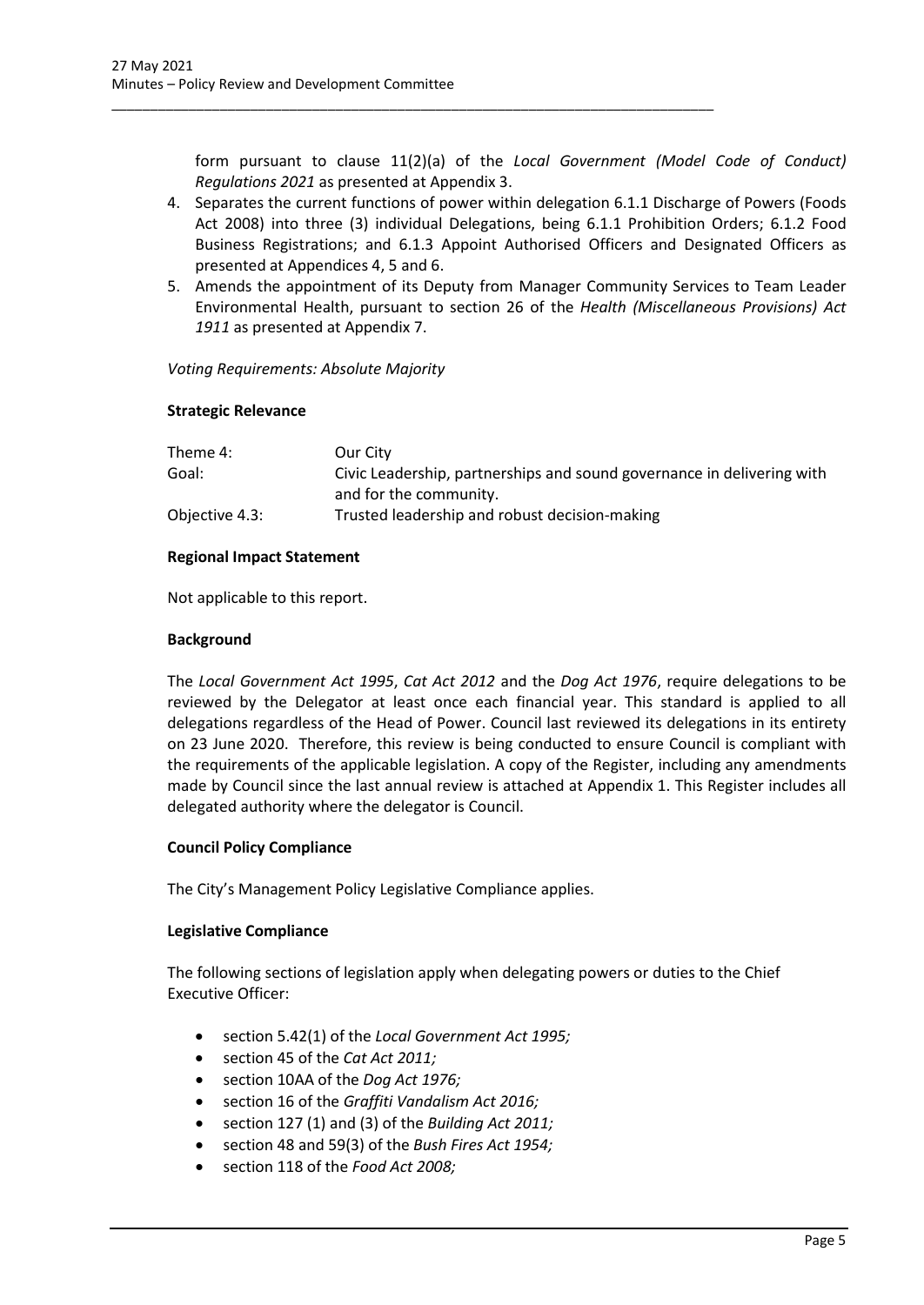form pursuant to clause 11(2)(a) of the *Local Government (Model Code of Conduct) Regulations 2021* as presented at Appendix 3.

4. Separates the current functions of power within delegation 6.1.1 Discharge of Powers (Foods Act 2008) into three (3) individual Delegations, being 6.1.1 Prohibition Orders; 6.1.2 Food Business Registrations; and 6.1.3 Appoint Authorised Officers and Designated Officers as presented at Appendices 4, 5 and 6.
5. Amends the appointment of its Deputy from Manager Community Services to Team Leader Environmental Health, pursuant to section 26 of the *Health (Miscellaneous Provisions) Act 1911* as presented at Appendix 7.

*Voting Requirements: Absolute Majority*

**Strategic Relevance**

| | |
|---|---|
| Theme 4: | Our City |
| Goal: | Civic Leadership, partnerships and sound governance in delivering with and for the community. |
| Objective 4.3: | Trusted leadership and robust decision-making |

**Regional Impact Statement**

Not applicable to this report.

**Background**

The *Local Government Act 1995*, *Cat Act 2012* and the *Dog Act 1976*, require delegations to be reviewed by the Delegator at least once each financial year. This standard is applied to all delegations regardless of the Head of Power. Council last reviewed its delegations in its entirety on 23 June 2020. Therefore, this review is being conducted to ensure Council is compliant with the requirements of the applicable legislation. A copy of the Register, including any amendments made by Council since the last annual review is attached at Appendix 1. This Register includes all delegated authority where the delegator is Council.

**Council Policy Compliance**

The City's Management Policy Legislative Compliance applies.

**Legislative Compliance**

The following sections of legislation apply when delegating powers or duties to the Chief Executive Officer:

- section 5.42(1) of the *Local Government Act 1995;*
- section 45 of the *Cat Act 2011;*
- section 10AA of the *Dog Act 1976;*
- section 16 of the *Graffiti Vandalism Act 2016;*
- section 127 (1) and (3) of the *Building Act 2011;*
- section 48 and 59(3) of the *Bush Fires Act 1954;*
- section 118 of the *Food Act 2008;*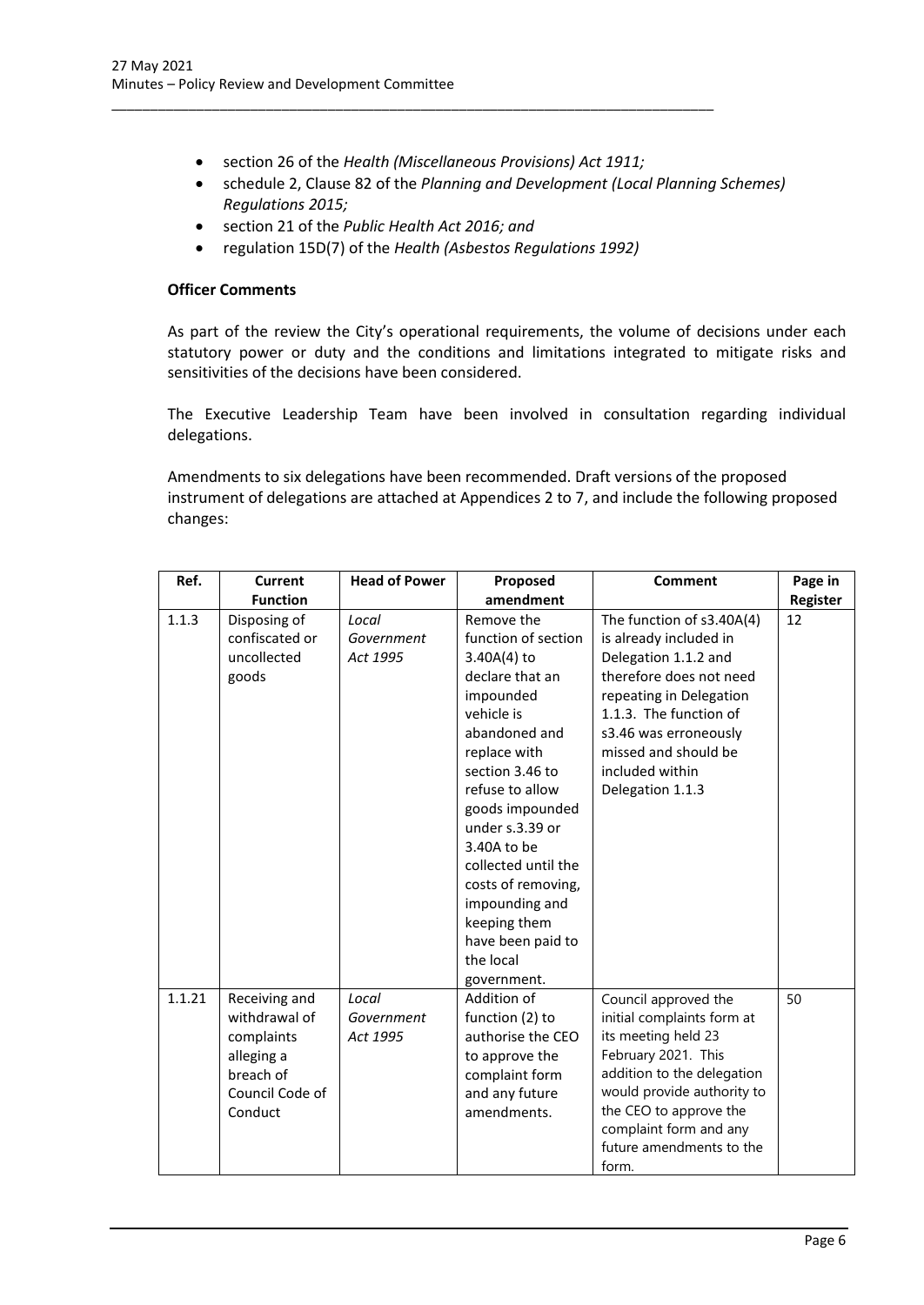- section 26 of the *Health (Miscellaneous Provisions) Act 1911;*
- schedule 2, Clause 82 of the *Planning and Development (Local Planning Schemes) Regulations 2015;*
- section 21 of the *Public Health Act 2016; and*
- regulation 15D(7) of the *Health (Asbestos Regulations 1992)*

**Officer Comments**

As part of the review the City's operational requirements, the volume of decisions under each statutory power or duty and the conditions and limitations integrated to mitigate risks and sensitivities of the decisions have been considered.

The Executive Leadership Team have been involved in consultation regarding individual delegations.

Amendments to six delegations have been recommended. Draft versions of the proposed instrument of delegations are attached at Appendices 2 to 7, and include the following proposed changes:

| Ref. | Current Function | Head of Power | Proposed amendment | Comment | Page in Register |
|---|---|---|---|---|---|
| 1.1.3 | Disposing of confiscated or uncollected goods | *Local Government Act 1995* | Remove the function of section 3.40A(4) to declare that an impounded vehicle is abandoned and replace with section 3.46 to refuse to allow goods impounded under s.3.39 or 3.40A to be collected until the costs of removing, impounding and keeping them have been paid to the local government. | The function of s3.40A(4) is already included in Delegation 1.1.2 and therefore does not need repeating in Delegation 1.1.3. The function of s3.46 was erroneously missed and should be included within Delegation 1.1.3 | 12 |
| 1.1.21 | Receiving and withdrawal of complaints alleging a breach of Council Code of Conduct | *Local Government Act 1995* | Addition of function (2) to authorise the CEO to approve the complaint form and any future amendments. | Council approved the initial complaints form at its meeting held 23 February 2021. This addition to the delegation would provide authority to the CEO to approve the complaint form and any future amendments to the form. | 50 |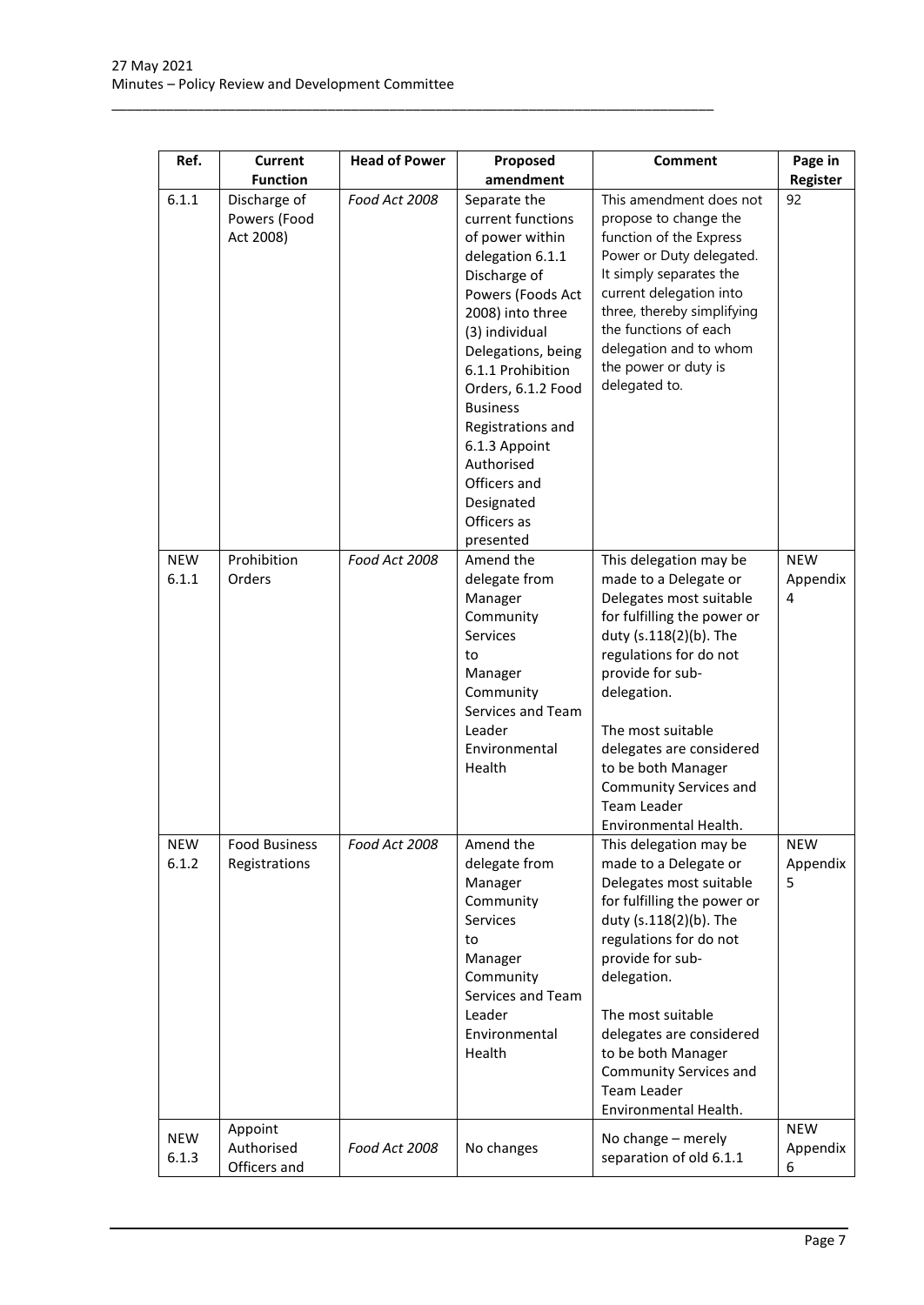| Ref. | Current Function | Head of Power | Proposed amendment | Comment | Page in Register |
|---|---|---|---|---|---|
| 6.1.1 | Discharge of Powers (Food Act 2008) | *Food Act 2008* | Separate the current functions of power within delegation 6.1.1 Discharge of Powers (Foods Act 2008) into three (3) individual Delegations, being 6.1.1 Prohibition Orders, 6.1.2 Food Business Registrations and 6.1.3 Appoint Authorised Officers and Designated Officers as presented | This amendment does not propose to change the function of the Express Power or Duty delegated. It simply separates the current delegation into three, thereby simplifying the functions of each delegation and to whom the power or duty is delegated to. | 92 |
| NEW 6.1.1 | Prohibition Orders | *Food Act 2008* | Amend the delegate from Manager Community Services to Manager Community Services and Team Leader Environmental Health | This delegation may be made to a Delegate or Delegates most suitable for fulfilling the power or duty (s.118(2)(b). The regulations for do not provide for sub-delegation.<br><br>The most suitable delegates are considered to be both Manager Community Services and Team Leader Environmental Health. | NEW Appendix 4 |
| NEW 6.1.2 | Food Business Registrations | *Food Act 2008* | Amend the delegate from Manager Community Services to Manager Community Services and Team Leader Environmental Health | This delegation may be made to a Delegate or Delegates most suitable for fulfilling the power or duty (s.118(2)(b). The regulations for do not provide for sub-delegation.<br><br>The most suitable delegates are considered to be both Manager Community Services and Team Leader Environmental Health. | NEW Appendix 5 |
| NEW 6.1.3 | Appoint Authorised Officers and | *Food Act 2008* | No changes | No change – merely separation of old 6.1.1 | NEW Appendix 6 |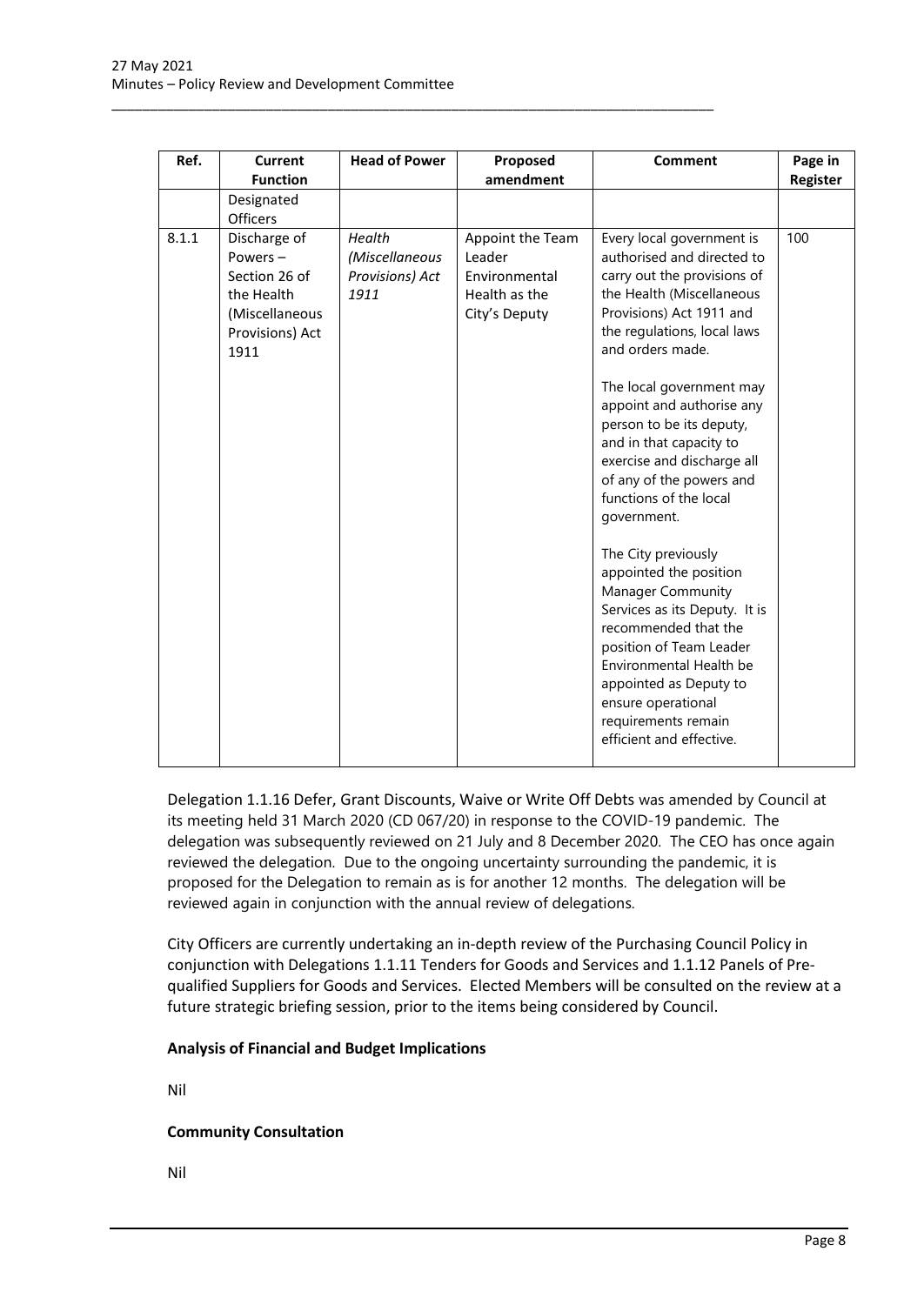| Ref. | Current Function | Head of Power | Proposed amendment | Comment | Page in Register |
|---|---|---|---|---|---|
| | Designated Officers | | | | |
| 8.1.1 | Discharge of Powers – Section 26 of the Health (Miscellaneous Provisions) Act 1911 | *Health (Miscellaneous Provisions) Act 1911* | Appoint the Team Leader Environmental Health as the City's Deputy | Every local government is authorised and directed to carry out the provisions of the Health (Miscellaneous Provisions) Act 1911 and the regulations, local laws and orders made.<br><br>The local government may appoint and authorise any person to be its deputy, and in that capacity to exercise and discharge all of any of the powers and functions of the local government.<br><br>The City previously appointed the position Manager Community Services as its Deputy. It is recommended that the position of Team Leader Environmental Health be appointed as Deputy to ensure operational requirements remain efficient and effective. | 100 |

Delegation 1.1.16 Defer, Grant Discounts, Waive or Write Off Debts was amended by Council at its meeting held 31 March 2020 (CD 067/20) in response to the COVID-19 pandemic. The delegation was subsequently reviewed on 21 July and 8 December 2020. The CEO has once again reviewed the delegation. Due to the ongoing uncertainty surrounding the pandemic, it is proposed for the Delegation to remain as is for another 12 months. The delegation will be reviewed again in conjunction with the annual review of delegations.

City Officers are currently undertaking an in-depth review of the Purchasing Council Policy in conjunction with Delegations 1.1.11 Tenders for Goods and Services and 1.1.12 Panels of Pre-qualified Suppliers for Goods and Services. Elected Members will be consulted on the review at a future strategic briefing session, prior to the items being considered by Council.

**Analysis of Financial and Budget Implications**

Nil

**Community Consultation**

Nil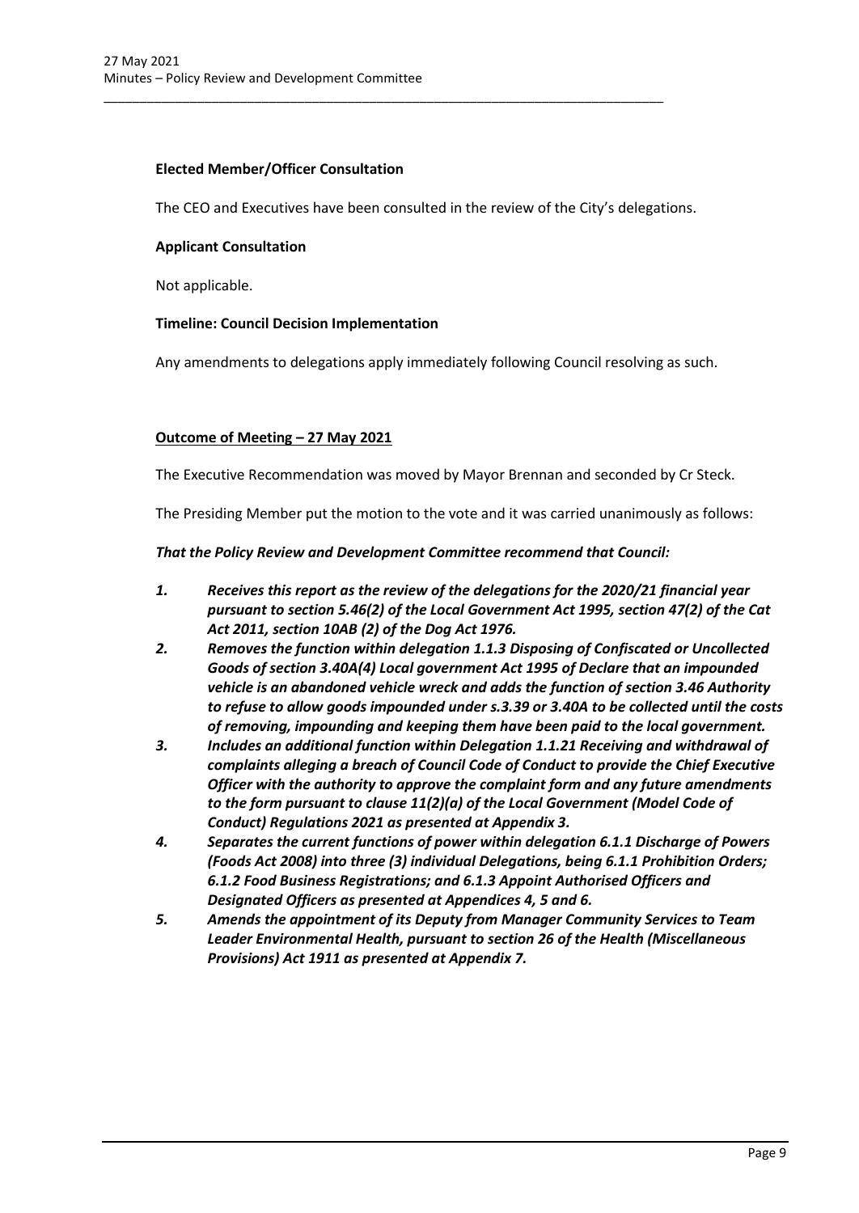**Elected Member/Officer Consultation**

The CEO and Executives have been consulted in the review of the City's delegations.

**Applicant Consultation**

Not applicable.

**Timeline: Council Decision Implementation**

Any amendments to delegations apply immediately following Council resolving as such.

**<u>Outcome of Meeting – 27 May 2021</u>**

The Executive Recommendation was moved by Mayor Brennan and seconded by Cr Steck.

The Presiding Member put the motion to the vote and it was carried unanimously as follows:

***That the Policy Review and Development Committee recommend that Council:***

1. ***Receives this report as the review of the delegations for the 2020/21 financial year pursuant to section 5.46(2) of the Local Government Act 1995, section 47(2) of the Cat Act 2011, section 10AB (2) of the Dog Act 1976.***
2. ***Removes the function within delegation 1.1.3 Disposing of Confiscated or Uncollected Goods of section 3.40A(4) Local government Act 1995 of Declare that an impounded vehicle is an abandoned vehicle wreck and adds the function of section 3.46 Authority to refuse to allow goods impounded under s.3.39 or 3.40A to be collected until the costs of removing, impounding and keeping them have been paid to the local government.***
3. ***Includes an additional function within Delegation 1.1.21 Receiving and withdrawal of complaints alleging a breach of Council Code of Conduct to provide the Chief Executive Officer with the authority to approve the complaint form and any future amendments to the form pursuant to clause 11(2)(a) of the Local Government (Model Code of Conduct) Regulations 2021 as presented at Appendix 3.***
4. ***Separates the current functions of power within delegation 6.1.1 Discharge of Powers (Foods Act 2008) into three (3) individual Delegations, being 6.1.1 Prohibition Orders; 6.1.2 Food Business Registrations; and 6.1.3 Appoint Authorised Officers and Designated Officers as presented at Appendices 4, 5 and 6.***
5. ***Amends the appointment of its Deputy from Manager Community Services to Team Leader Environmental Health, pursuant to section 26 of the Health (Miscellaneous Provisions) Act 1911 as presented at Appendix 7.***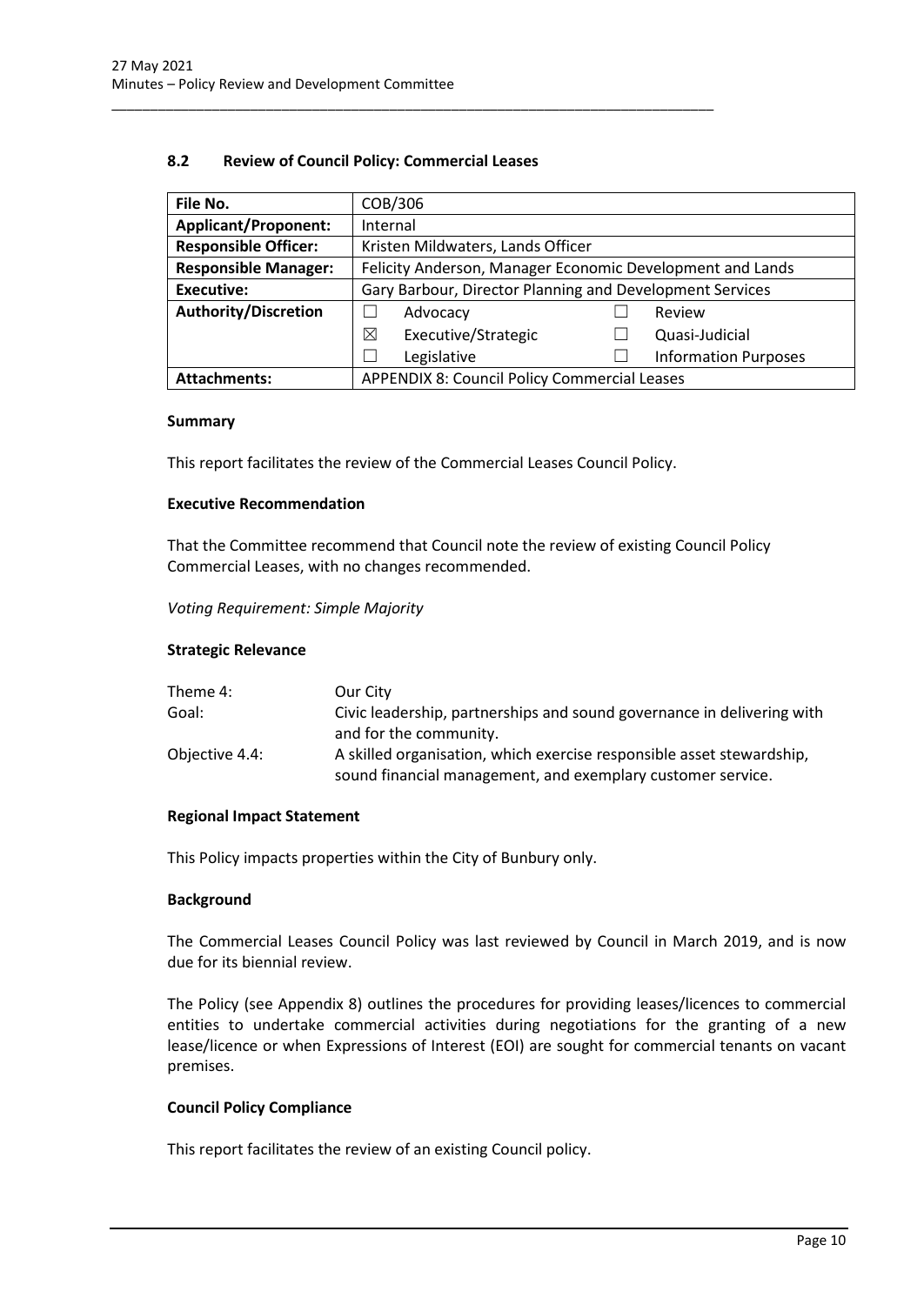## 8.2 Review of Council Policy: Commercial Leases

| File No. | COB/306 | | | |
|---|---|---|---|---|
| **Applicant/Proponent:** | Internal | | | |
| **Responsible Officer:** | Kristen Mildwaters, Lands Officer | | | |
| **Responsible Manager:** | Felicity Anderson, Manager Economic Development and Lands | | | |
| **Executive:** | Gary Barbour, Director Planning and Development Services | | | |
| **Authority/Discretion** | ☐ | Advocacy | ☐ | Review |
| | ☒ | Executive/Strategic | ☐ | Quasi-Judicial |
| | ☐ | Legislative | ☐ | Information Purposes |
| **Attachments:** | APPENDIX 8: Council Policy Commercial Leases | | | |

### Summary

This report facilitates the review of the Commercial Leases Council Policy.

### Executive Recommendation

That the Committee recommend that Council note the review of existing Council Policy Commercial Leases, with no changes recommended.

*Voting Requirement: Simple Majority*

### Strategic Relevance

| | |
|---|---|
| Theme 4: | Our City |
| Goal: | Civic leadership, partnerships and sound governance in delivering with and for the community. |
| Objective 4.4: | A skilled organisation, which exercise responsible asset stewardship, sound financial management, and exemplary customer service. |

### Regional Impact Statement

This Policy impacts properties within the City of Bunbury only.

### Background

The Commercial Leases Council Policy was last reviewed by Council in March 2019, and is now due for its biennial review.

The Policy (see Appendix 8) outlines the procedures for providing leases/licences to commercial entities to undertake commercial activities during negotiations for the granting of a new lease/licence or when Expressions of Interest (EOI) are sought for commercial tenants on vacant premises.

### Council Policy Compliance

This report facilitates the review of an existing Council policy.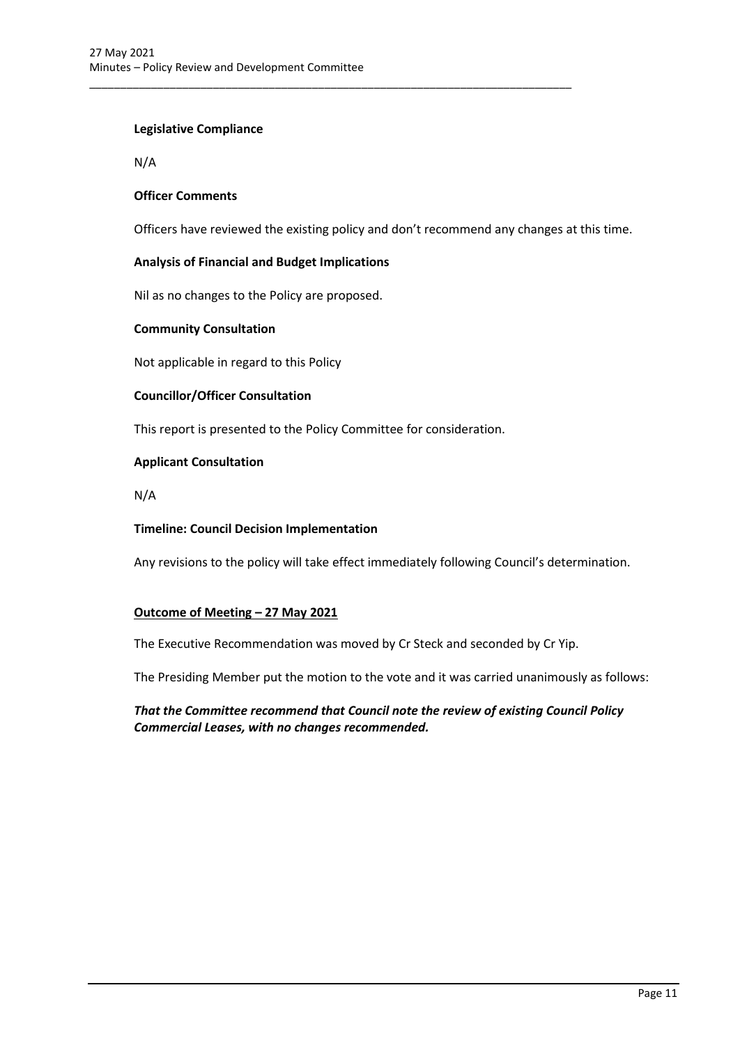**Legislative Compliance**

N/A

**Officer Comments**

Officers have reviewed the existing policy and don't recommend any changes at this time.

**Analysis of Financial and Budget Implications**

Nil as no changes to the Policy are proposed.

**Community Consultation**

Not applicable in regard to this Policy

**Councillor/Officer Consultation**

This report is presented to the Policy Committee for consideration.

**Applicant Consultation**

N/A

**Timeline: Council Decision Implementation**

Any revisions to the policy will take effect immediately following Council's determination.

**Outcome of Meeting – 27 May 2021**

The Executive Recommendation was moved by Cr Steck and seconded by Cr Yip.

The Presiding Member put the motion to the vote and it was carried unanimously as follows:

***That the Committee recommend that Council note the review of existing Council Policy Commercial Leases, with no changes recommended.***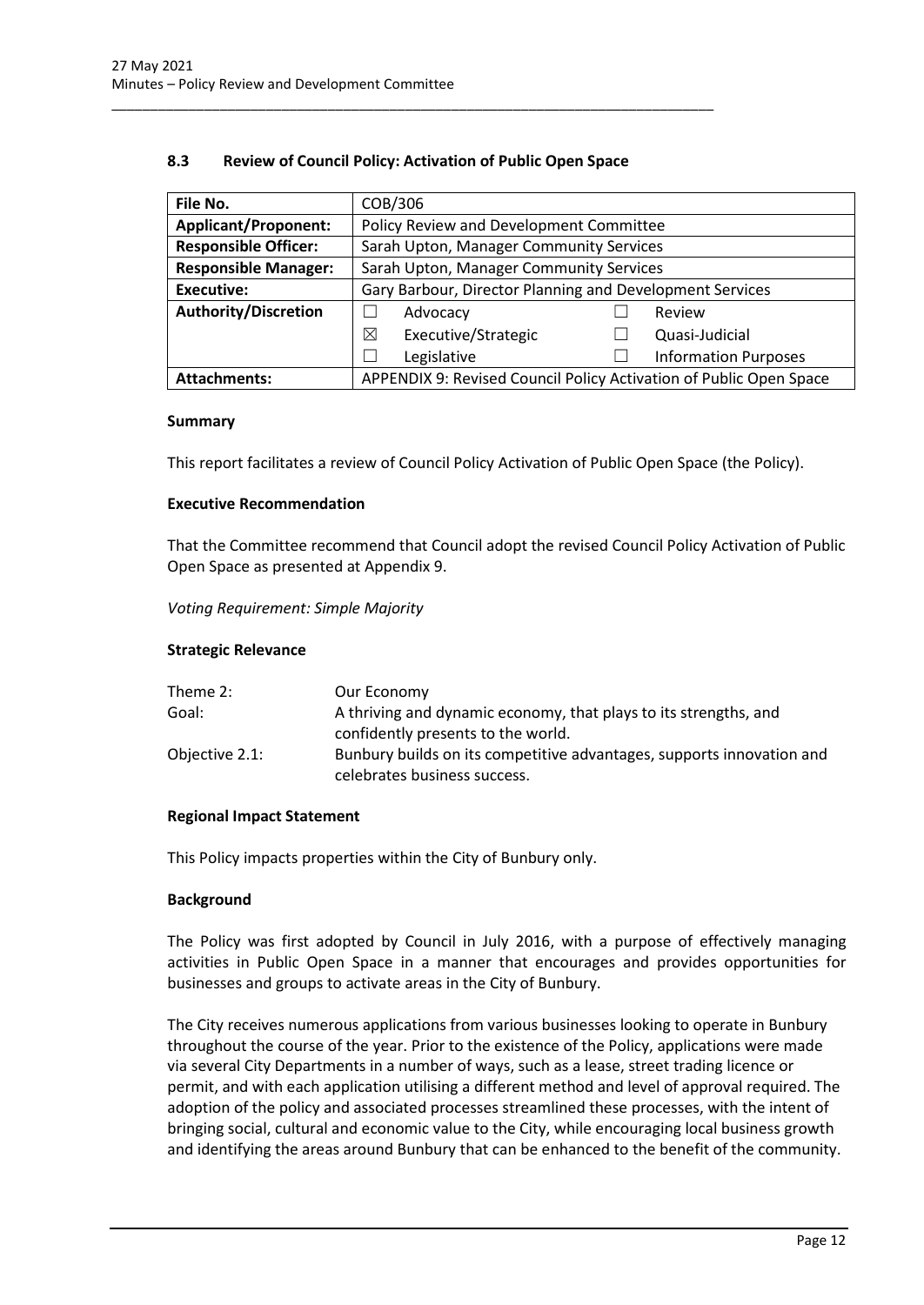## 8.3 Review of Council Policy: Activation of Public Open Space

| File No. | COB/306 | | | |
|---|---|---|---|---|
| **Applicant/Proponent:** | Policy Review and Development Committee | | | |
| **Responsible Officer:** | Sarah Upton, Manager Community Services | | | |
| **Responsible Manager:** | Sarah Upton, Manager Community Services | | | |
| **Executive:** | Gary Barbour, Director Planning and Development Services | | | |
| **Authority/Discretion** | ☐ | Advocacy | ☐ | Review |
| | ☒ | Executive/Strategic | ☐ | Quasi-Judicial |
| | ☐ | Legislative | ☐ | Information Purposes |
| **Attachments:** | APPENDIX 9: Revised Council Policy Activation of Public Open Space | | | |

### Summary

This report facilitates a review of Council Policy Activation of Public Open Space (the Policy).

### Executive Recommendation

That the Committee recommend that Council adopt the revised Council Policy Activation of Public Open Space as presented at Appendix 9.

*Voting Requirement: Simple Majority*

### Strategic Relevance

| | |
|---|---|
| Theme 2: | Our Economy |
| Goal: | A thriving and dynamic economy, that plays to its strengths, and confidently presents to the world. |
| Objective 2.1: | Bunbury builds on its competitive advantages, supports innovation and celebrates business success. |

### Regional Impact Statement

This Policy impacts properties within the City of Bunbury only.

### Background

The Policy was first adopted by Council in July 2016, with a purpose of effectively managing activities in Public Open Space in a manner that encourages and provides opportunities for businesses and groups to activate areas in the City of Bunbury.

The City receives numerous applications from various businesses looking to operate in Bunbury throughout the course of the year. Prior to the existence of the Policy, applications were made via several City Departments in a number of ways, such as a lease, street trading licence or permit, and with each application utilising a different method and level of approval required. The adoption of the policy and associated processes streamlined these processes, with the intent of bringing social, cultural and economic value to the City, while encouraging local business growth and identifying the areas around Bunbury that can be enhanced to the benefit of the community.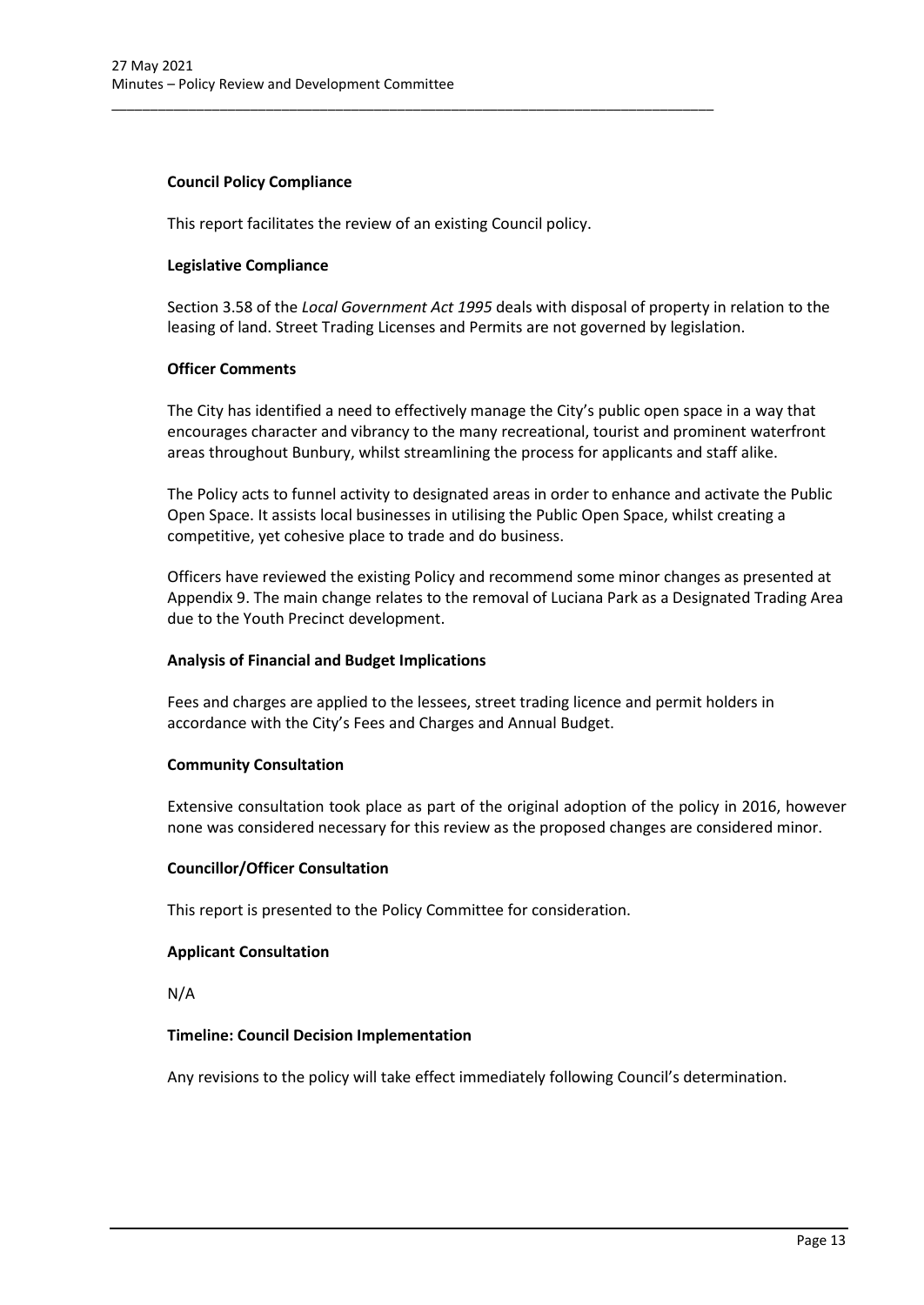**Council Policy Compliance**

This report facilitates the review of an existing Council policy.

**Legislative Compliance**

Section 3.58 of the *Local Government Act 1995* deals with disposal of property in relation to the leasing of land. Street Trading Licenses and Permits are not governed by legislation.

**Officer Comments**

The City has identified a need to effectively manage the City's public open space in a way that encourages character and vibrancy to the many recreational, tourist and prominent waterfront areas throughout Bunbury, whilst streamlining the process for applicants and staff alike.

The Policy acts to funnel activity to designated areas in order to enhance and activate the Public Open Space. It assists local businesses in utilising the Public Open Space, whilst creating a competitive, yet cohesive place to trade and do business.

Officers have reviewed the existing Policy and recommend some minor changes as presented at Appendix 9. The main change relates to the removal of Luciana Park as a Designated Trading Area due to the Youth Precinct development.

**Analysis of Financial and Budget Implications**

Fees and charges are applied to the lessees, street trading licence and permit holders in accordance with the City's Fees and Charges and Annual Budget.

**Community Consultation**

Extensive consultation took place as part of the original adoption of the policy in 2016, however none was considered necessary for this review as the proposed changes are considered minor.

**Councillor/Officer Consultation**

This report is presented to the Policy Committee for consideration.

**Applicant Consultation**

N/A

**Timeline: Council Decision Implementation**

Any revisions to the policy will take effect immediately following Council's determination.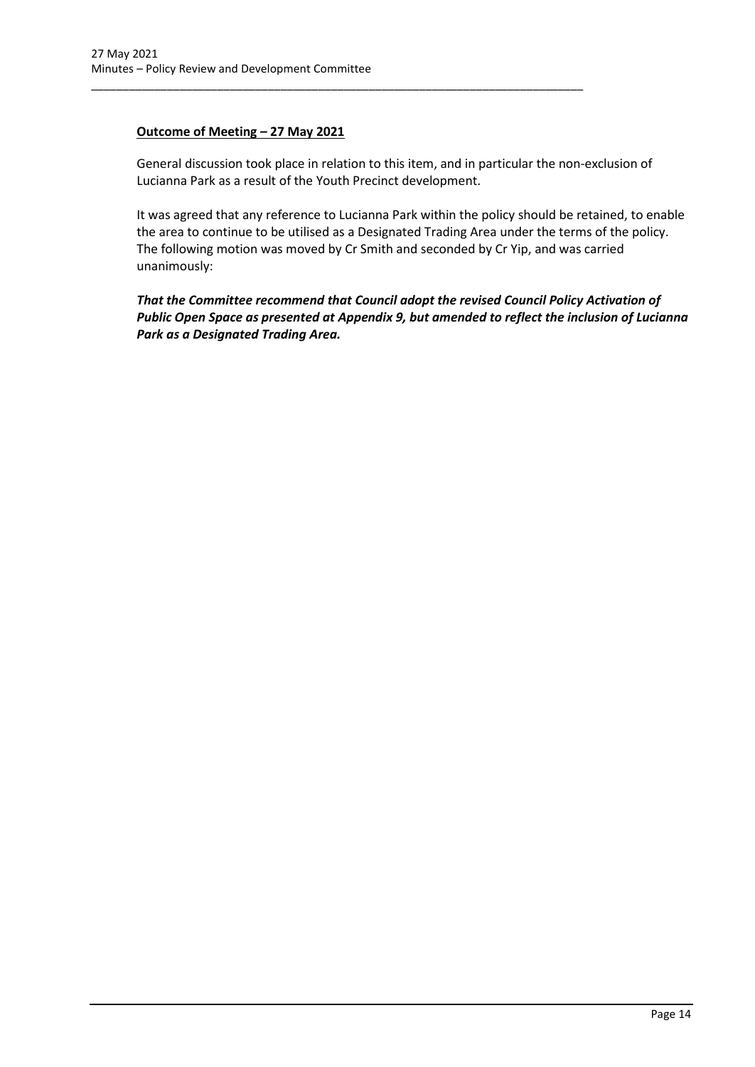**Outcome of Meeting – 27 May 2021**

General discussion took place in relation to this item, and in particular the non-exclusion of Lucianna Park as a result of the Youth Precinct development.

It was agreed that any reference to Lucianna Park within the policy should be retained, to enable the area to continue to be utilised as a Designated Trading Area under the terms of the policy. The following motion was moved by Cr Smith and seconded by Cr Yip, and was carried unanimously:

***That the Committee recommend that Council adopt the revised Council Policy Activation of Public Open Space as presented at Appendix 9, but amended to reflect the inclusion of Lucianna Park as a Designated Trading Area.***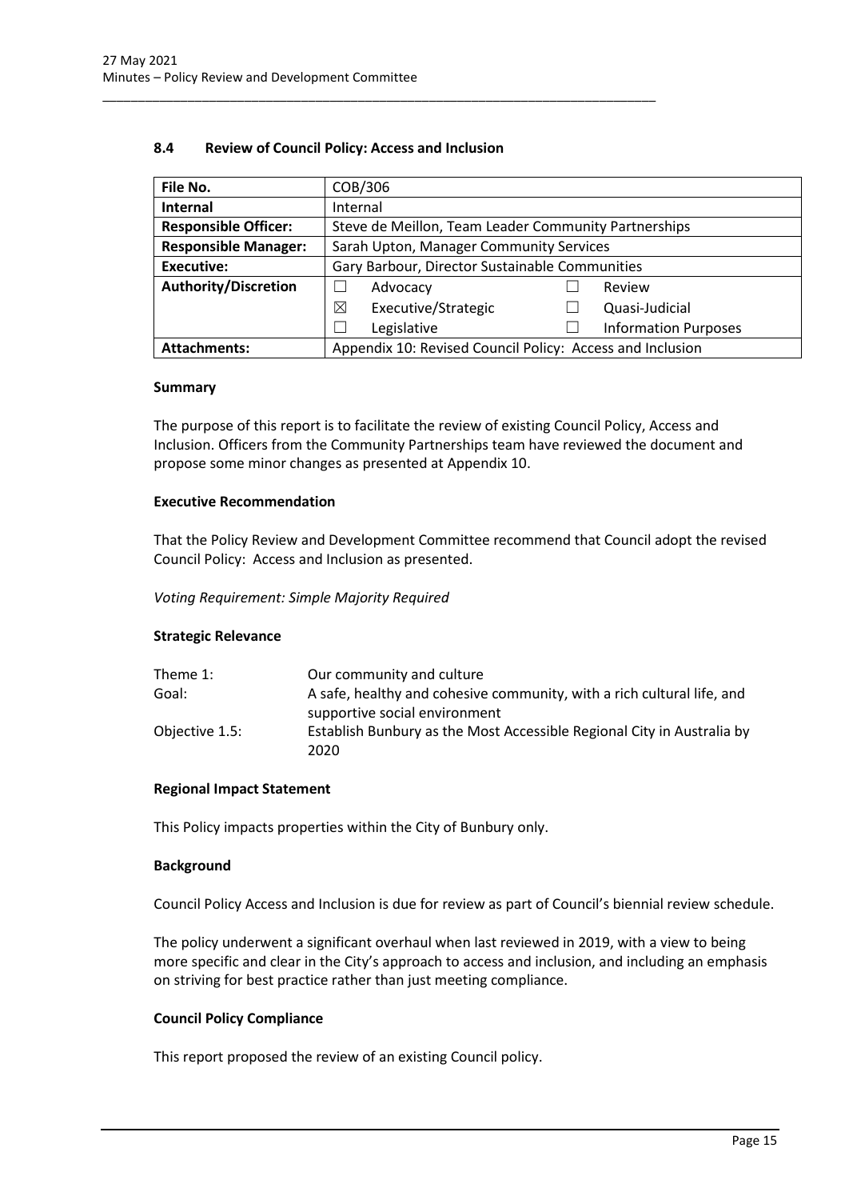### 8.4 Review of Council Policy: Access and Inclusion

| File No. | COB/306 | | | |
|---|---|---|---|---|
| **Internal** | Internal | | | |
| **Responsible Officer:** | Steve de Meillon, Team Leader Community Partnerships | | | |
| **Responsible Manager:** | Sarah Upton, Manager Community Services | | | |
| **Executive:** | Gary Barbour, Director Sustainable Communities | | | |
| **Authority/Discretion** | ☐ | Advocacy | ☐ | Review |
| | ☒ | Executive/Strategic | ☐ | Quasi-Judicial |
| | ☐ | Legislative | ☐ | Information Purposes |
| **Attachments:** | Appendix 10: Revised Council Policy: Access and Inclusion | | | |

**Summary**

The purpose of this report is to facilitate the review of existing Council Policy, Access and Inclusion. Officers from the Community Partnerships team have reviewed the document and propose some minor changes as presented at Appendix 10.

**Executive Recommendation**

That the Policy Review and Development Committee recommend that Council adopt the revised Council Policy: Access and Inclusion as presented.

*Voting Requirement: Simple Majority Required*

**Strategic Relevance**

| | |
|---|---|
| Theme 1: | Our community and culture |
| Goal: | A safe, healthy and cohesive community, with a rich cultural life, and supportive social environment |
| Objective 1.5: | Establish Bunbury as the Most Accessible Regional City in Australia by 2020 |

**Regional Impact Statement**

This Policy impacts properties within the City of Bunbury only.

**Background**

Council Policy Access and Inclusion is due for review as part of Council's biennial review schedule.

The policy underwent a significant overhaul when last reviewed in 2019, with a view to being more specific and clear in the City's approach to access and inclusion, and including an emphasis on striving for best practice rather than just meeting compliance.

**Council Policy Compliance**

This report proposed the review of an existing Council policy.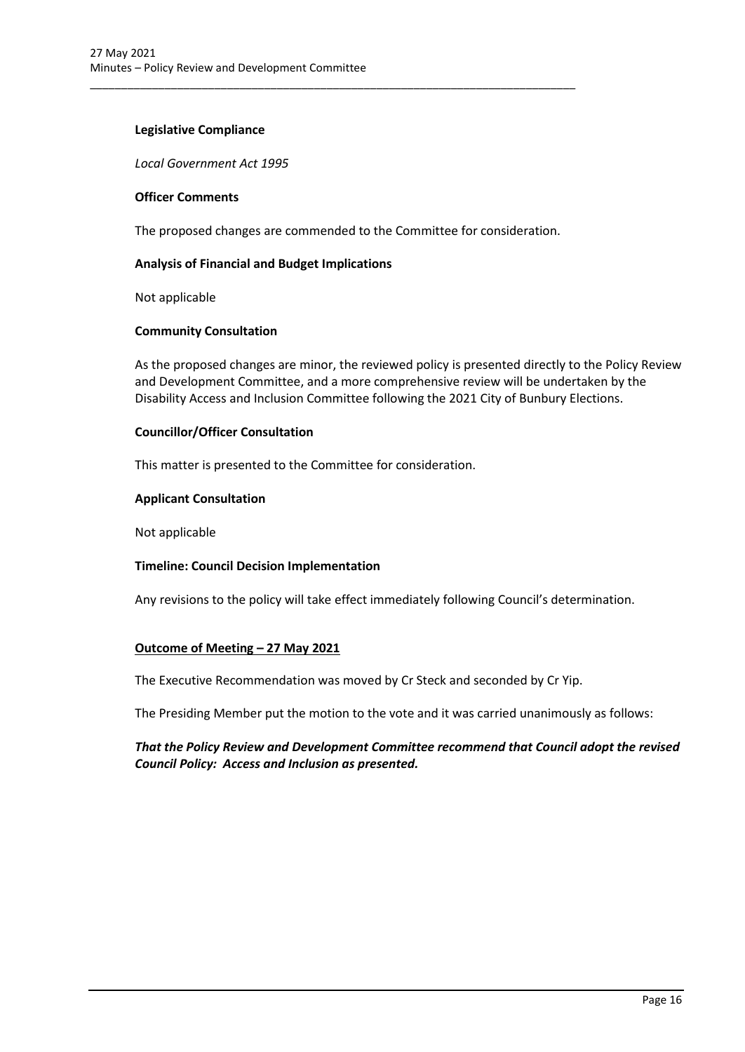**Legislative Compliance**

*Local Government Act 1995*

**Officer Comments**

The proposed changes are commended to the Committee for consideration.

**Analysis of Financial and Budget Implications**

Not applicable

**Community Consultation**

As the proposed changes are minor, the reviewed policy is presented directly to the Policy Review and Development Committee, and a more comprehensive review will be undertaken by the Disability Access and Inclusion Committee following the 2021 City of Bunbury Elections.

**Councillor/Officer Consultation**

This matter is presented to the Committee for consideration.

**Applicant Consultation**

Not applicable

**Timeline: Council Decision Implementation**

Any revisions to the policy will take effect immediately following Council's determination.

**Outcome of Meeting – 27 May 2021**

The Executive Recommendation was moved by Cr Steck and seconded by Cr Yip.

The Presiding Member put the motion to the vote and it was carried unanimously as follows:

***That the Policy Review and Development Committee recommend that Council adopt the revised Council Policy: Access and Inclusion as presented.***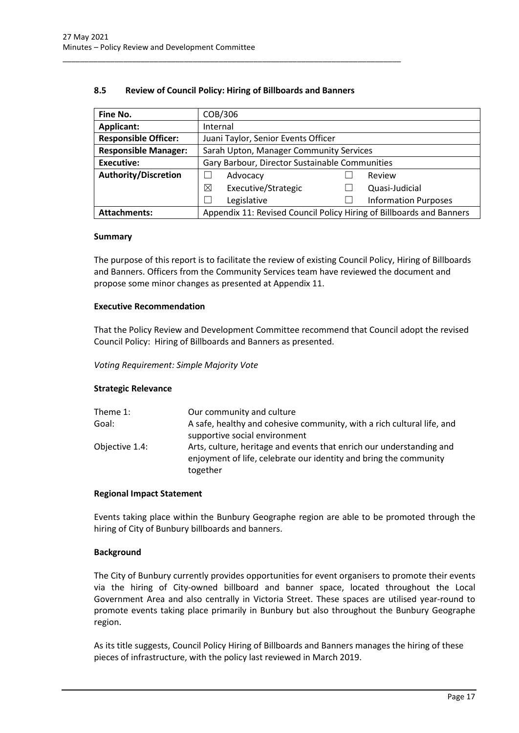## 8.5 Review of Council Policy: Hiring of Billboards and Banners

| Fine No. | COB/306 | | | |
|---|---|---|---|---|
| **Applicant:** | Internal | | | |
| **Responsible Officer:** | Juani Taylor, Senior Events Officer | | | |
| **Responsible Manager:** | Sarah Upton, Manager Community Services | | | |
| **Executive:** | Gary Barbour, Director Sustainable Communities | | | |
| **Authority/Discretion** | ☐ | Advocacy | ☐ | Review |
| | ☒ | Executive/Strategic | ☐ | Quasi-Judicial |
| | ☐ | Legislative | ☐ | Information Purposes |
| **Attachments:** | Appendix 11: Revised Council Policy Hiring of Billboards and Banners | | | |

### Summary

The purpose of this report is to facilitate the review of existing Council Policy, Hiring of Billboards and Banners. Officers from the Community Services team have reviewed the document and propose some minor changes as presented at Appendix 11.

### Executive Recommendation

That the Policy Review and Development Committee recommend that Council adopt the revised Council Policy: Hiring of Billboards and Banners as presented.

*Voting Requirement: Simple Majority Vote*

### Strategic Relevance

| | |
|---|---|
| Theme 1: | Our community and culture |
| Goal: | A safe, healthy and cohesive community, with a rich cultural life, and supportive social environment |
| Objective 1.4: | Arts, culture, heritage and events that enrich our understanding and enjoyment of life, celebrate our identity and bring the community together |

### Regional Impact Statement

Events taking place within the Bunbury Geographe region are able to be promoted through the hiring of City of Bunbury billboards and banners.

### Background

The City of Bunbury currently provides opportunities for event organisers to promote their events via the hiring of City-owned billboard and banner space, located throughout the Local Government Area and also centrally in Victoria Street. These spaces are utilised year-round to promote events taking place primarily in Bunbury but also throughout the Bunbury Geographe region.

As its title suggests, Council Policy Hiring of Billboards and Banners manages the hiring of these pieces of infrastructure, with the policy last reviewed in March 2019.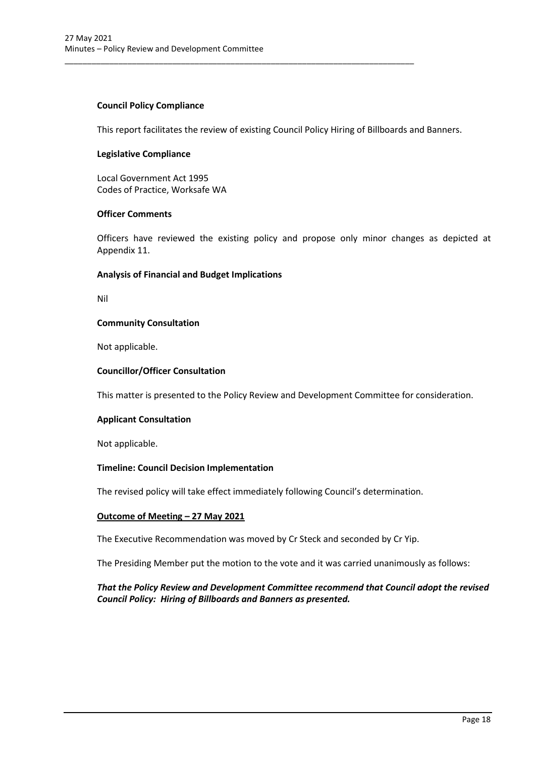**Council Policy Compliance**

This report facilitates the review of existing Council Policy Hiring of Billboards and Banners.

**Legislative Compliance**

Local Government Act 1995
Codes of Practice, Worksafe WA

**Officer Comments**

Officers have reviewed the existing policy and propose only minor changes as depicted at Appendix 11.

**Analysis of Financial and Budget Implications**

Nil

**Community Consultation**

Not applicable.

**Councillor/Officer Consultation**

This matter is presented to the Policy Review and Development Committee for consideration.

**Applicant Consultation**

Not applicable.

**Timeline: Council Decision Implementation**

The revised policy will take effect immediately following Council's determination.

**Outcome of Meeting – 27 May 2021**

The Executive Recommendation was moved by Cr Steck and seconded by Cr Yip.

The Presiding Member put the motion to the vote and it was carried unanimously as follows:

***That the Policy Review and Development Committee recommend that Council adopt the revised Council Policy: Hiring of Billboards and Banners as presented.***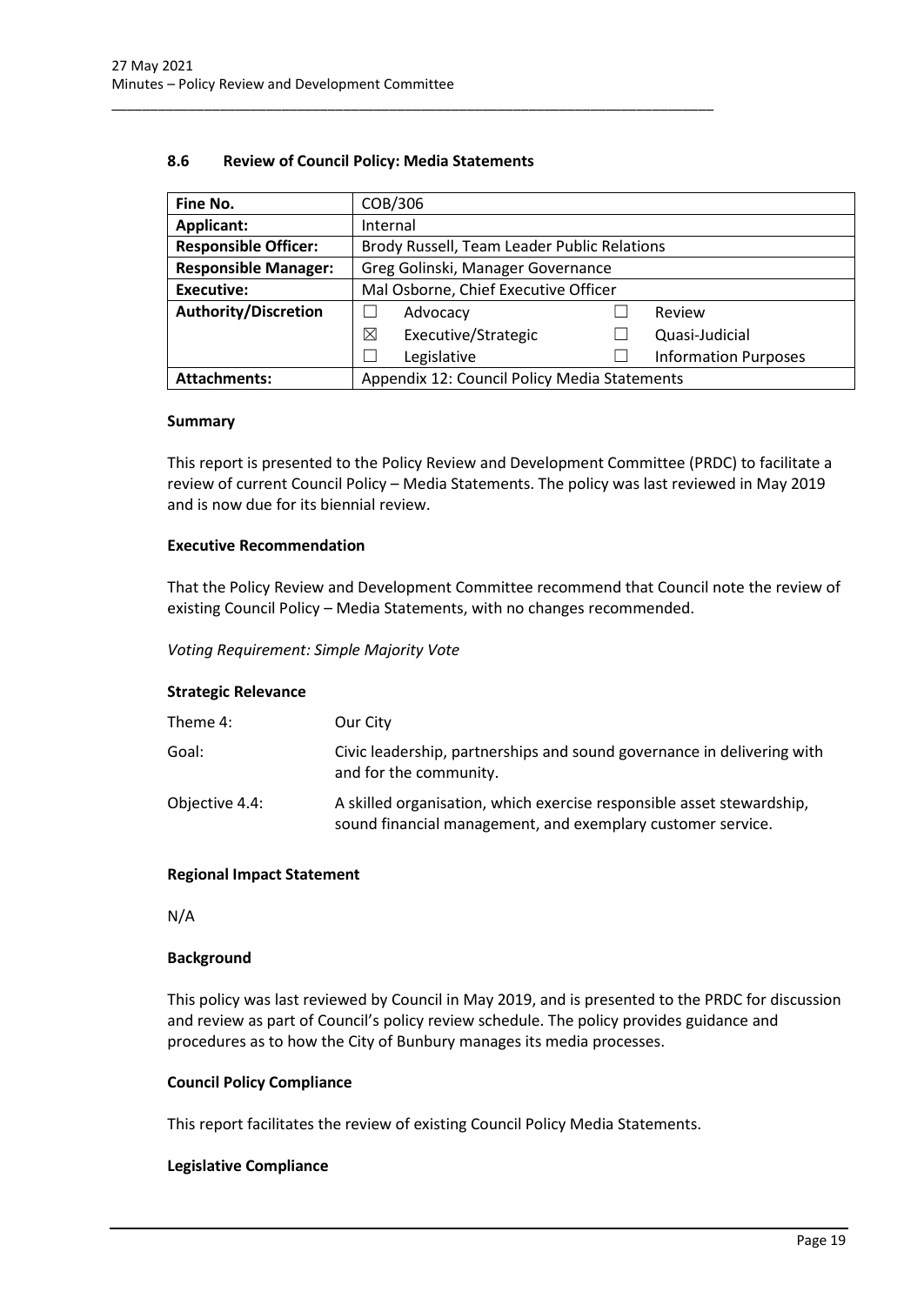### 8.6 Review of Council Policy: Media Statements

| Fine No. | COB/306 |
|---|---|
| **Applicant:** | Internal |
| **Responsible Officer:** | Brody Russell, Team Leader Public Relations |
| **Responsible Manager:** | Greg Golinski, Manager Governance |
| **Executive:** | Mal Osborne, Chief Executive Officer |
| **Authority/Discretion** | ☐ Advocacy ☐ Review<br>☒ Executive/Strategic ☐ Quasi-Judicial<br>☐ Legislative ☐ Information Purposes |
| **Attachments:** | Appendix 12: Council Policy Media Statements |

#### Summary

This report is presented to the Policy Review and Development Committee (PRDC) to facilitate a review of current Council Policy – Media Statements. The policy was last reviewed in May 2019 and is now due for its biennial review.

#### Executive Recommendation

That the Policy Review and Development Committee recommend that Council note the review of existing Council Policy – Media Statements, with no changes recommended.

*Voting Requirement: Simple Majority Vote*

#### Strategic Relevance

| | |
|---|---|
| Theme 4: | Our City |
| Goal: | Civic leadership, partnerships and sound governance in delivering with and for the community. |
| Objective 4.4: | A skilled organisation, which exercise responsible asset stewardship, sound financial management, and exemplary customer service. |

#### Regional Impact Statement

N/A

#### Background

This policy was last reviewed by Council in May 2019, and is presented to the PRDC for discussion and review as part of Council's policy review schedule. The policy provides guidance and procedures as to how the City of Bunbury manages its media processes.

#### Council Policy Compliance

This report facilitates the review of existing Council Policy Media Statements.

#### Legislative Compliance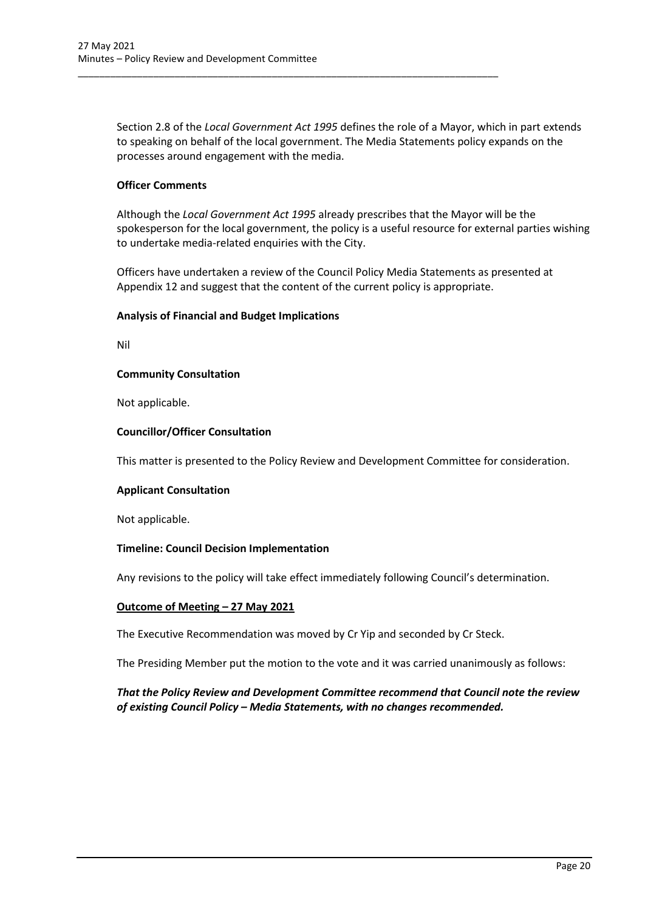Section 2.8 of the *Local Government Act 1995* defines the role of a Mayor, which in part extends to speaking on behalf of the local government. The Media Statements policy expands on the processes around engagement with the media.

**Officer Comments**

Although the *Local Government Act 1995* already prescribes that the Mayor will be the spokesperson for the local government, the policy is a useful resource for external parties wishing to undertake media-related enquiries with the City.

Officers have undertaken a review of the Council Policy Media Statements as presented at Appendix 12 and suggest that the content of the current policy is appropriate.

**Analysis of Financial and Budget Implications**

Nil

**Community Consultation**

Not applicable.

**Councillor/Officer Consultation**

This matter is presented to the Policy Review and Development Committee for consideration.

**Applicant Consultation**

Not applicable.

**Timeline: Council Decision Implementation**

Any revisions to the policy will take effect immediately following Council's determination.

**<u>Outcome of Meeting – 27 May 2021</u>**

The Executive Recommendation was moved by Cr Yip and seconded by Cr Steck.

The Presiding Member put the motion to the vote and it was carried unanimously as follows:

***That the Policy Review and Development Committee recommend that Council note the review of existing Council Policy – Media Statements, with no changes recommended.***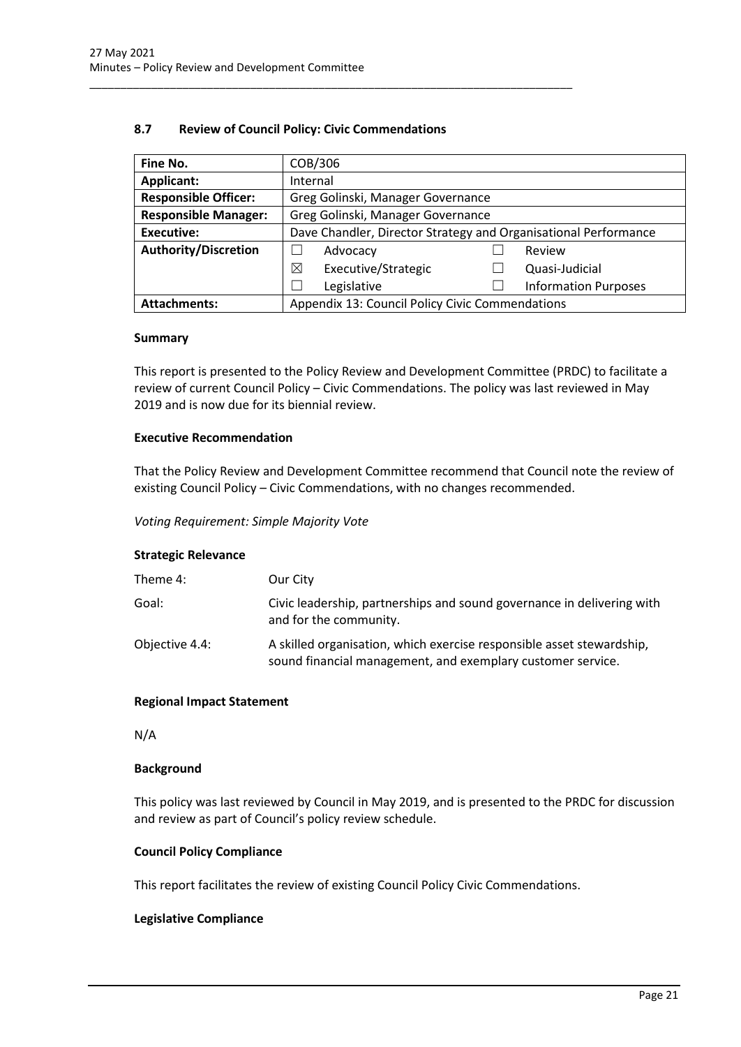### 8.7 Review of Council Policy: Civic Commendations

| Fine No. | COB/306 | | | |
|---|---|---|---|---|
| **Applicant:** | Internal | | | |
| **Responsible Officer:** | Greg Golinski, Manager Governance | | | |
| **Responsible Manager:** | Greg Golinski, Manager Governance | | | |
| **Executive:** | Dave Chandler, Director Strategy and Organisational Performance | | | |
| **Authority/Discretion** | ☐ | Advocacy | ☐ | Review |
| | ☒ | Executive/Strategic | ☐ | Quasi-Judicial |
| | ☐ | Legislative | ☐ | Information Purposes |
| **Attachments:** | Appendix 13: Council Policy Civic Commendations | | | |

**Summary**

This report is presented to the Policy Review and Development Committee (PRDC) to facilitate a review of current Council Policy – Civic Commendations. The policy was last reviewed in May 2019 and is now due for its biennial review.

**Executive Recommendation**

That the Policy Review and Development Committee recommend that Council note the review of existing Council Policy – Civic Commendations, with no changes recommended.

*Voting Requirement: Simple Majority Vote*

**Strategic Relevance**

| | |
|---|---|
| Theme 4: | Our City |
| Goal: | Civic leadership, partnerships and sound governance in delivering with and for the community. |
| Objective 4.4: | A skilled organisation, which exercise responsible asset stewardship, sound financial management, and exemplary customer service. |

**Regional Impact Statement**

N/A

**Background**

This policy was last reviewed by Council in May 2019, and is presented to the PRDC for discussion and review as part of Council's policy review schedule.

**Council Policy Compliance**

This report facilitates the review of existing Council Policy Civic Commendations.

**Legislative Compliance**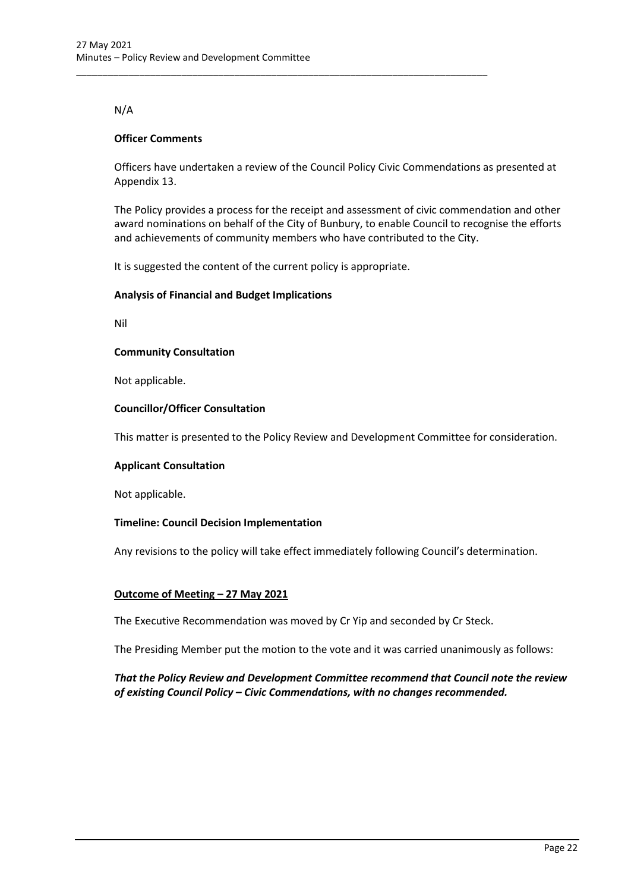N/A

**Officer Comments**

Officers have undertaken a review of the Council Policy Civic Commendations as presented at Appendix 13.

The Policy provides a process for the receipt and assessment of civic commendation and other award nominations on behalf of the City of Bunbury, to enable Council to recognise the efforts and achievements of community members who have contributed to the City.

It is suggested the content of the current policy is appropriate.

**Analysis of Financial and Budget Implications**

Nil

**Community Consultation**

Not applicable.

**Councillor/Officer Consultation**

This matter is presented to the Policy Review and Development Committee for consideration.

**Applicant Consultation**

Not applicable.

**Timeline: Council Decision Implementation**

Any revisions to the policy will take effect immediately following Council's determination.

**Outcome of Meeting – 27 May 2021**

The Executive Recommendation was moved by Cr Yip and seconded by Cr Steck.

The Presiding Member put the motion to the vote and it was carried unanimously as follows:

***That the Policy Review and Development Committee recommend that Council note the review of existing Council Policy – Civic Commendations, with no changes recommended.***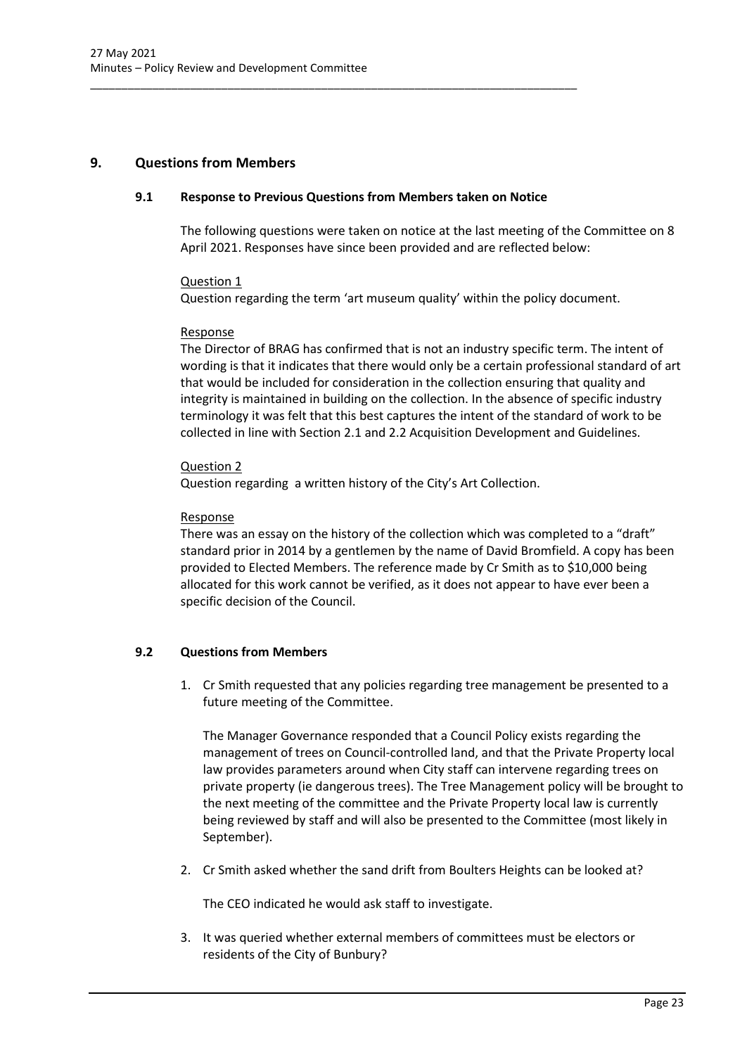## 9. Questions from Members

### 9.1 Response to Previous Questions from Members taken on Notice

The following questions were taken on notice at the last meeting of the Committee on 8 April 2021. Responses have since been provided and are reflected below:

<u>Question 1</u>
Question regarding the term 'art museum quality' within the policy document.

<u>Response</u>
The Director of BRAG has confirmed that is not an industry specific term. The intent of wording is that it indicates that there would only be a certain professional standard of art that would be included for consideration in the collection ensuring that quality and integrity is maintained in building on the collection. In the absence of specific industry terminology it was felt that this best captures the intent of the standard of work to be collected in line with Section 2.1 and 2.2 Acquisition Development and Guidelines.

<u>Question 2</u>
Question regarding  a written history of the City's Art Collection.

<u>Response</u>
There was an essay on the history of the collection which was completed to a "draft" standard prior in 2014 by a gentlemen by the name of David Bromfield. A copy has been provided to Elected Members. The reference made by Cr Smith as to $10,000 being allocated for this work cannot be verified, as it does not appear to have ever been a specific decision of the Council.

### 9.2 Questions from Members

1. Cr Smith requested that any policies regarding tree management be presented to a future meeting of the Committee.

   The Manager Governance responded that a Council Policy exists regarding the management of trees on Council-controlled land, and that the Private Property local law provides parameters around when City staff can intervene regarding trees on private property (ie dangerous trees). The Tree Management policy will be brought to the next meeting of the committee and the Private Property local law is currently being reviewed by staff and will also be presented to the Committee (most likely in September).

2. Cr Smith asked whether the sand drift from Boulters Heights can be looked at?

   The CEO indicated he would ask staff to investigate.

3. It was queried whether external members of committees must be electors or residents of the City of Bunbury?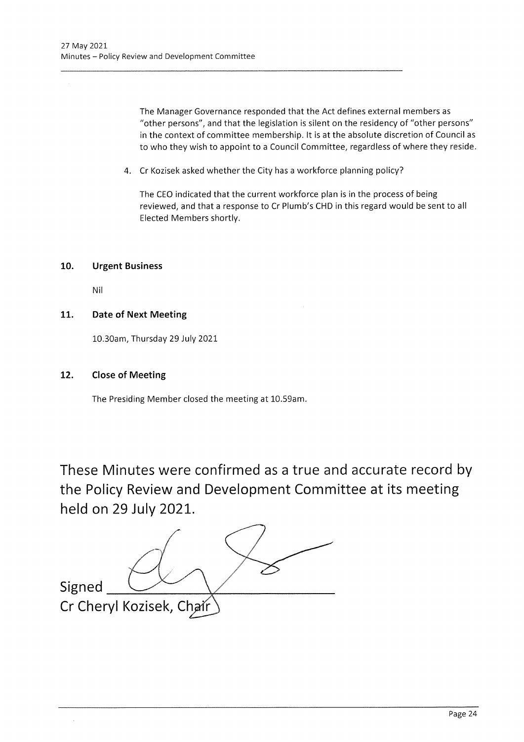The Manager Governance responded that the Act defines external members as "other persons", and that the legislation is silent on the residency of "other persons" in the context of committee membership. It is at the absolute discretion of Council as to who they wish to appoint to a Council Committee, regardless of where they reside.

4. Cr Kozisek asked whether the City has a workforce planning policy?

   The CEO indicated that the current workforce plan is in the process of being reviewed, and that a response to Cr Plumb's CHD in this regard would be sent to all Elected Members shortly.

## 10. Urgent Business

Nil

## 11. Date of Next Meeting

10.30am, Thursday 29 July 2021

## 12. Close of Meeting

The Presiding Member closed the meeting at 10.59am.

These Minutes were confirmed as a true and accurate record by the Policy Review and Development Committee at its meeting held on 29 July 2021.

Signed ______________________

Cr Cheryl Kozisek, Chair